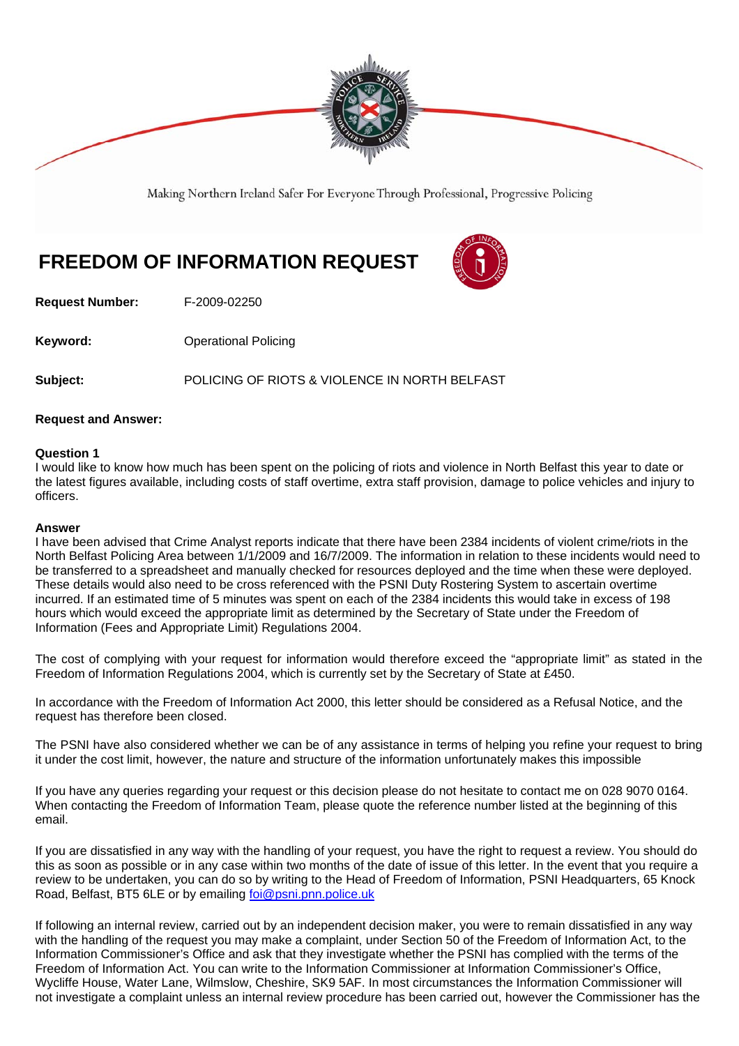Making Northern Ireland Safer For Everyone Through Professional, Progressive Policing

# FREEDOM OF INFORMATION REQUEST

**Request Number:** F-2009-02250

**Keyword:** Operational Policing

**Subject:** POLICING OF RIOTS & VIOLENCE IN NORTH BELFAST

**Request and Answer:**

**Question 1**
I would like to know how much has been spent on the policing of riots and violence in North Belfast this year to date or the latest figures available, including costs of staff overtime, extra staff provision, damage to police vehicles and injury to officers.

**Answer**
I have been advised that Crime Analyst reports indicate that there have been 2384 incidents of violent crime/riots in the North Belfast Policing Area between 1/1/2009 and 16/7/2009. The information in relation to these incidents would need to be transferred to a spreadsheet and manually checked for resources deployed and the time when these were deployed. These details would also need to be cross referenced with the PSNI Duty Rostering System to ascertain overtime incurred. If an estimated time of 5 minutes was spent on each of the 2384 incidents this would take in excess of 198 hours which would exceed the appropriate limit as determined by the Secretary of State under the Freedom of Information (Fees and Appropriate Limit) Regulations 2004.

The cost of complying with your request for information would therefore exceed the "appropriate limit" as stated in the Freedom of Information Regulations 2004, which is currently set by the Secretary of State at £450.

In accordance with the Freedom of Information Act 2000, this letter should be considered as a Refusal Notice, and the request has therefore been closed.

The PSNI have also considered whether we can be of any assistance in terms of helping you refine your request to bring it under the cost limit, however, the nature and structure of the information unfortunately makes this impossible

If you have any queries regarding your request or this decision please do not hesitate to contact me on 028 9070 0164. When contacting the Freedom of Information Team, please quote the reference number listed at the beginning of this email.

If you are dissatisfied in any way with the handling of your request, you have the right to request a review. You should do this as soon as possible or in any case within two months of the date of issue of this letter. In the event that you require a review to be undertaken, you can do so by writing to the Head of Freedom of Information, PSNI Headquarters, 65 Knock Road, Belfast, BT5 6LE or by emailing foi@psni.pnn.police.uk

If following an internal review, carried out by an independent decision maker, you were to remain dissatisfied in any way with the handling of the request you may make a complaint, under Section 50 of the Freedom of Information Act, to the Information Commissioner's Office and ask that they investigate whether the PSNI has complied with the terms of the Freedom of Information Act. You can write to the Information Commissioner at Information Commissioner's Office, Wycliffe House, Water Lane, Wilmslow, Cheshire, SK9 5AF. In most circumstances the Information Commissioner will not investigate a complaint unless an internal review procedure has been carried out, however the Commissioner has the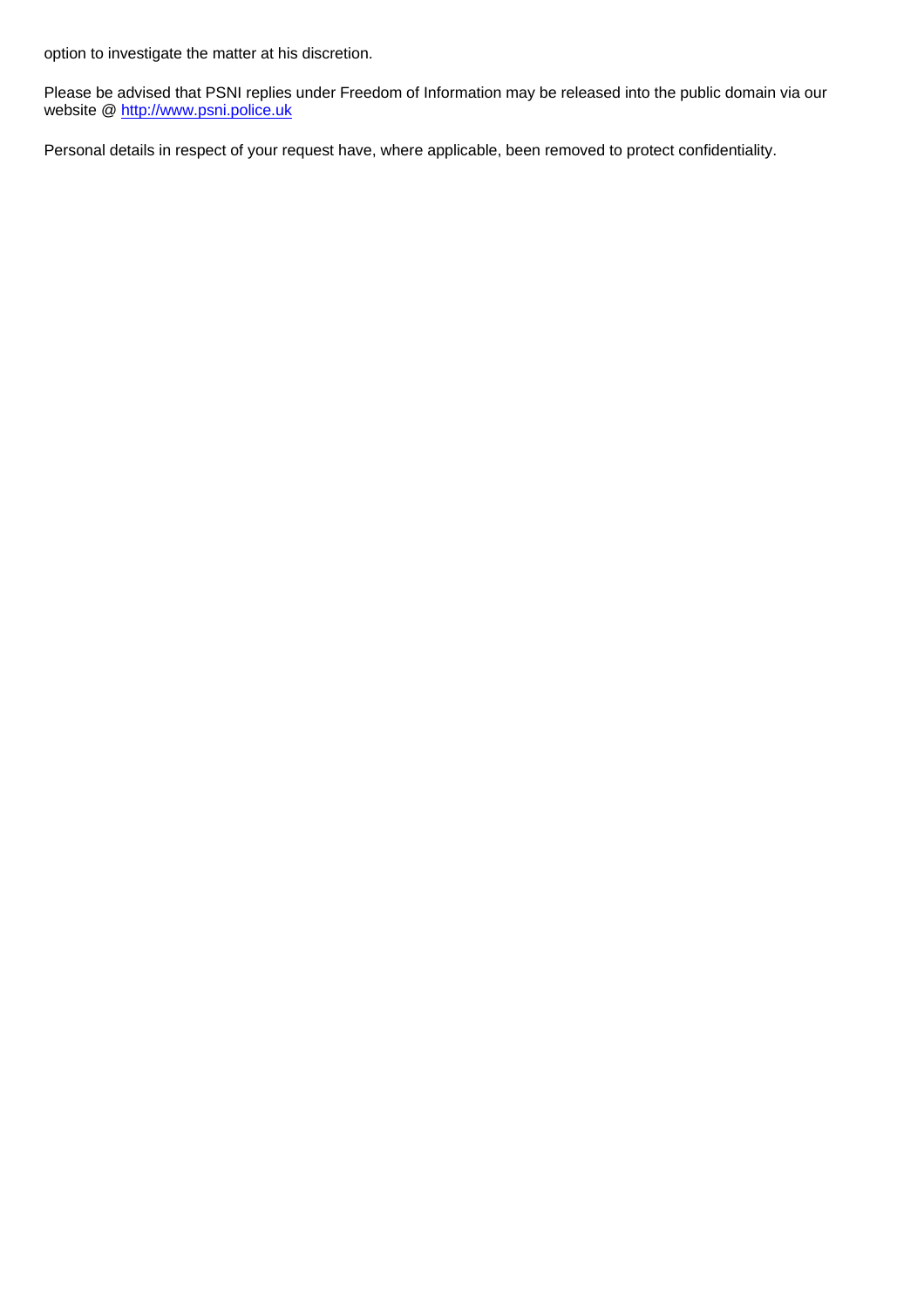option to investigate the matter at his discretion.

Please be advised that PSNI replies under Freedom of Information may be released into the public domain via our website @ [http://www.psni.police.uk](http://www.psni.police.uk)

Personal details in respect of your request have, where applicable, been removed to protect confidentiality.